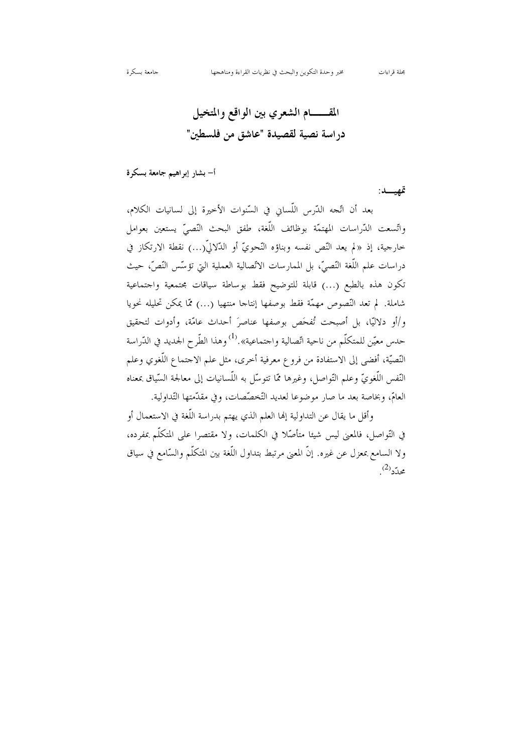# المقـــــام الشعري بين الواقع والمتخيل
## دراسة نصية لقصيدة "عاشق من فلسطين"

**أ- بشار إبراهيم جامعة بسكرة**

**تمهيـــد:**

بعد أن اتّجه الدّرس اللّساني في السّنوات الأخيرة إلى لسانيات الكلام، واتّسعت الدّراسات المهتمّة بوظائف اللّغة، طفق البحث النّصيّ يستعين بعوامل خارجية، إذ «لم يعد النّص نفسه وبناؤه النّحويّ أو الدّلاليّ(...) نقطة الارتكاز في دراسات علم اللّغة النّصيّ، بل الممارسات الاتّصالية العملية التي تؤسّس النّصّ، حيث تكون هذه بالطبع (...) قابلة للتوضيح فقط بوساطة سياقات مجتمعية واجتماعية شاملة. لم تعد النّصوص مهمّة فقط بوصفها إنتاجا منتهيا (...) ممّا يمكن تحليله نحويا و/أو دلاليّا، بل أصبحت تُفحَص بوصفها عناصرَ أحداث عامّة، وأدوات لتحقيق حدس معيّن للمتكلّم من ناحية اتّصالية واجتماعية».[1] وهذا الطّرح الجديد في الدّراسة النّصيّة، أفضى إلى الاستفادة من فروع معرفية أخرى، مثل علم الاجتماع اللّغوي وعلم النّفس اللّغويّ وعلم التّواصل، وغيرها ممّا تتوسّل به اللّسانيات إلى معالجة السّياق بمعناه العامّ، وبخاصة بعد ما صار موضوعا لعديد التّخصّصات، وفي مقدّمتها التّداولية.

وأقل ما يقال عن التداولية إنها العلم الذي يهتم بدراسة اللّغة في الاستعمال أو في التّواصل، فالمعنى ليس شيئا متأصّلا في الكلمات، ولا مقتصرا على المتكلّم بمفرده، ولا السامع بمعزل عن غيره. إنّ المعنى مرتبط بتداول اللّغة بين المتكلّم والسّامع في سياق محدّد[2].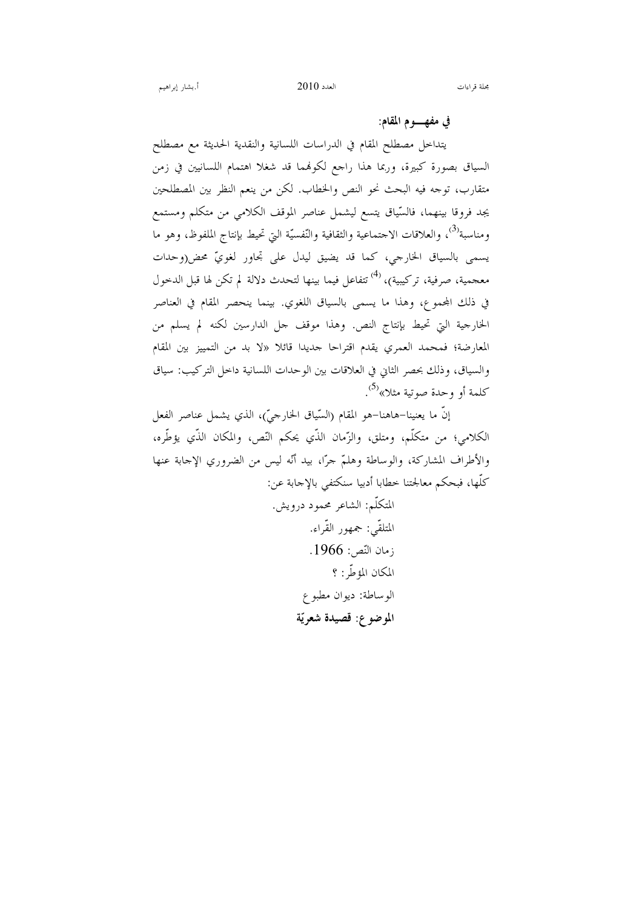**في مفهـــوم المقام:**

يتداخل مصطلح المقام في الدراسات اللسانية والنقدية الحديثة مع مصطلح السياق بصورة كبيرة، وربما هذا راجع لكونهما قد شغلا اهتمام اللسانيين في زمن متقارب، توجه فيه البحث نحو النص والخطاب. لكن من ينعم النظر بين المصطلحين يجد فروقا بينهما، فالسّياق يتسع ليشمل عناصر الموقف الكلامي من متكلم ومستمع ومناسبة[3]، والعلاقات الاجتماعية والثقافية والنّفسيّة التي تحيط بإنتاج الملفوظ، وهو ما يسمى بالسياق الخارجي، كما قد يضيق ليدل على تجاور لغويّ محض(وحدات معجمية، صرفية، تركيبية)، [4] تتفاعل فيما بينها لتحدث دلالة لم تكن لها قبل الدخول في ذلك المجموع، وهذا ما يسمى بالسياق اللغوي. بينما ينحصر المقام في العناصر الخارجية التي تحيط بإنتاج النص. وهذا موقف جل الدارسين لكنه لم يسلم من المعارضة؛ فمحمد العمري يقدم اقتراحا جديدا قائلا «لا بد من التمييز بين المقام والسياق، وذلك بحصر الثاني في العلاقات بين الوحدات اللسانية داخل التركيب: سياق كلمة أو وحدة صوتية مثلا»[5].

إنّ ما يعنينا–هاهنا–هو المقام (السّياق الخارجيّ)، الذي يشمل عناصر الفعل الكلامي؛ من متكلّم، ومتلق، والزّمان الذّي يحكم النّص، والمكان الذّي يؤطّره، والأطراف المشاركة، والوساطة وهلمّ جرّا، بيد أنّه ليس من الضروري الإجابة عنها كلّها، فبحكم معالجتنا خطابا أدبيا سنكتفي بالإجابة عن:

المتكلّم: الشاعر محمود درويش.

المتلقّي: جمهور القّراء.

زمان النّص: 1966.

المكان المؤطّر: ؟

الوساطة: ديوان مطبوع

**الموضوع: قصيدة شعريّة**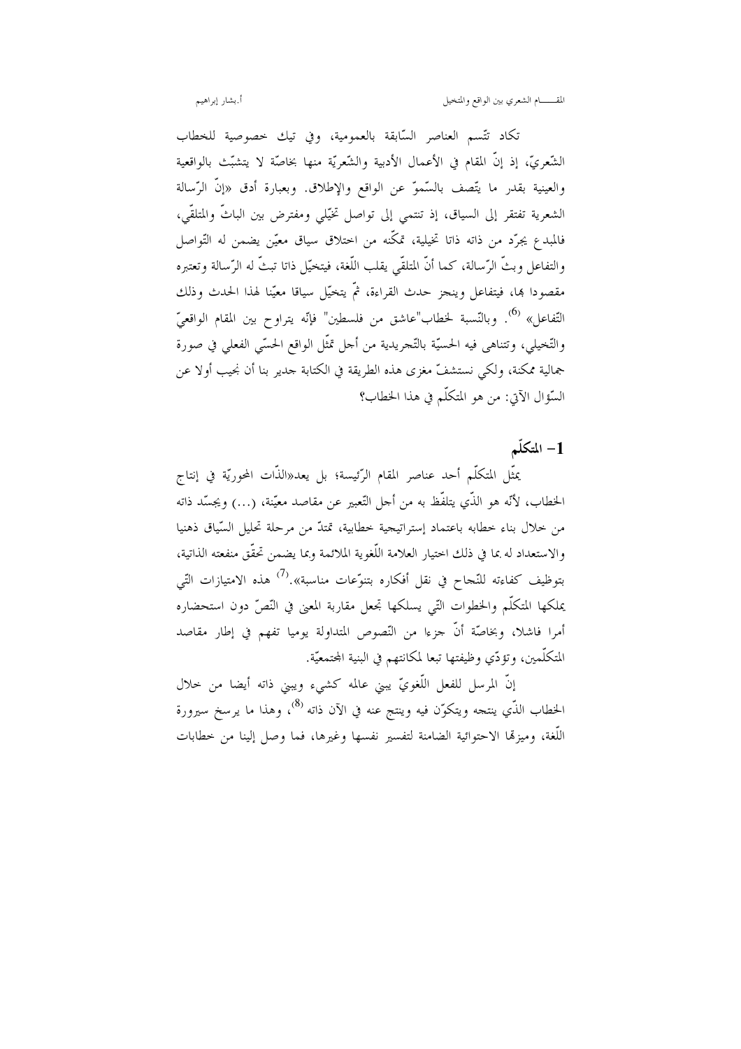تكاد تتّسم العناصر السّابقة بالعمومية، وفي تيك خصوصية للخطاب الشّعريّ، إذ إنّ المقام في الأعمال الأدبية والشّعريّة منها بخاصّة لا يتشبّث بالواقعية والعينية بقدر ما يتّصف بالسّموّ عن الواقع والإطلاق. وبعبارة أدق «إنّ الرّسالة الشعرية تفتقر إلى السياق، إذ تنتمي إلى تواصل تخيّلي ومفترض بين الباثّ والمتلقّي، فالمبدع يجرّد من ذاته ذاتا تخيلية، تمكّنه من اختلاق سياق معيّن يضمن له التّواصل والتفاعل وبثّ الرّسالة، كما أنّ المتلقّي يقلب اللّغة، فيتخيّل ذاتا تبثّ له الرّسالة وتعتبره مقصودا بها، فيتفاعل وينجز حدث القراءة، ثمّ يتخيّل سياقا معيّنا لهذا الحدث وذلك التّفاعل» [6]. وبالنّسبة لخطاب"عاشق من فلسطين" فإنّه يتراوح بين المقام الواقعيّ والتّخيلي، وتتناهى فيه الحسيّة بالتّجريدية من أجل تمثّل الواقع الحسّي الفعلي في صورة جمالية ممكنة، ولكي نستشفّ مغزى هذه الطريقة في الكتابة جدير بنا أن نجيب أولا عن السّؤال الآتي: من هو المتكلّم في هذا الخطاب؟

## 1- المتكلّم

يمثّل المتكلّم أحد عناصر المقام الرّئيسة؛ بل يعد«الذّات المحوريّة في إنتاج الخطاب، لأنّه هو الذّي يتلفّظ به من أجل التّعبير عن مقاصد معيّنة، (...) ويجسّد ذاته من خلال بناء خطابه باعتماد إستراتيجية خطابية، تمتدّ من مرحلة تحليل السّياق ذهنيا والاستعداد له بما في ذلك اختيار العلامة اللّغوية الملائمة وبما يضمن تحقّق منفعته الذاتية، بتوظيف كفاءته للنّجاح في نقل أفكاره بتنوّعات مناسبة».[7] هذه الامتيازات التّي يملكها المتكلّم والخطوات التّي يسلكها تجعل مقاربة المعنى في النّصّ دون استحضاره أمرا فاشلا، وبخاصّة أنّ جزءا من النّصوص المتداولة يوميا تفهم في إطار مقاصد المتكلّمين، وتؤدّي وظيفتها تبعا لمكانتهم في البنية المجتمعيّة.

إنّ المرسل للفعل اللّغويّ يبني عالمه كشيء ويبني ذاته أيضا من خلال الخطاب الذّي ينتجه ويتكوّن فيه وينتج عنه في الآن ذاته [8]، وهذا ما يرسخ سيرورة اللّغة، وميزتها الاحتوائية الضامنة لتفسير نفسها وغيرها، فما وصل إلينا من خطابات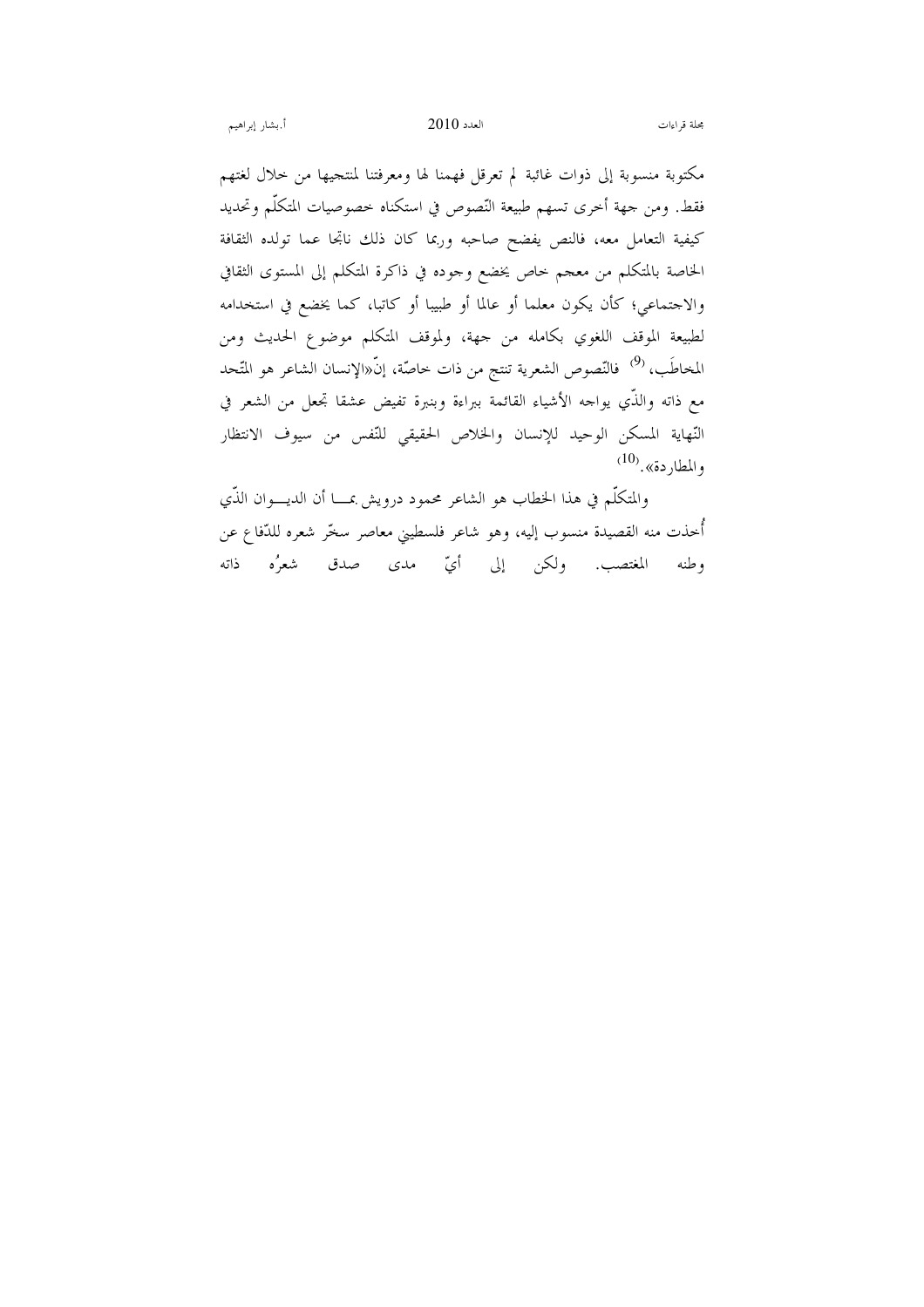مكتوبة منسوبة إلى ذوات غائبة لم تعرقل فهمنا لها ومعرفتنا لمنتجيها من خلال لغتهم فقط. ومن جهة أخرى تسهم طبيعة النّصوص في استكناه خصوصيات المتكلّم وتحديد كيفية التعامل معه، فالنص يفضح صاحبه وربما كان ذلك ناتجا عما تولده الثقافة الخاصة بالمتكلم من معجم خاص يخضع وجوده في ذاكرة المتكلم إلى المستوى الثقافي والاجتماعي؛ كأن يكون معلما أو عالما أو طبيبا أو كاتبا، كما يخضع في استخدامه لطبيعة الموقف اللغوي بكامله من جهة، ولموقف المتكلم موضوع الحديث ومن المخاطَب،[9] فالنّصوص الشعرية تنتج من ذات خاصّة، إنّ«الإنسان الشاعر هو المتّحد مع ذاته والذّي يواجه الأشياء القائمة ببراءة وبنبرة تفيض عشقا تجعل من الشعر في النّهاية المسكن الوحيد للإنسان والخلاص الحقيقي للنّفس من سيوف الانتظار والمطاردة».[10]

والمتكلّم في هذا الخطاب هو الشاعر محمود درويش بما أن الديوان الذّي أُخذت منه القصيدة منسوب إليه، وهو شاعر فلسطيني معاصر سخّر شعره للدّفاع عن وطنه المغتصب. ولكن إلى أيّ مدى صدق شعرُه ذاته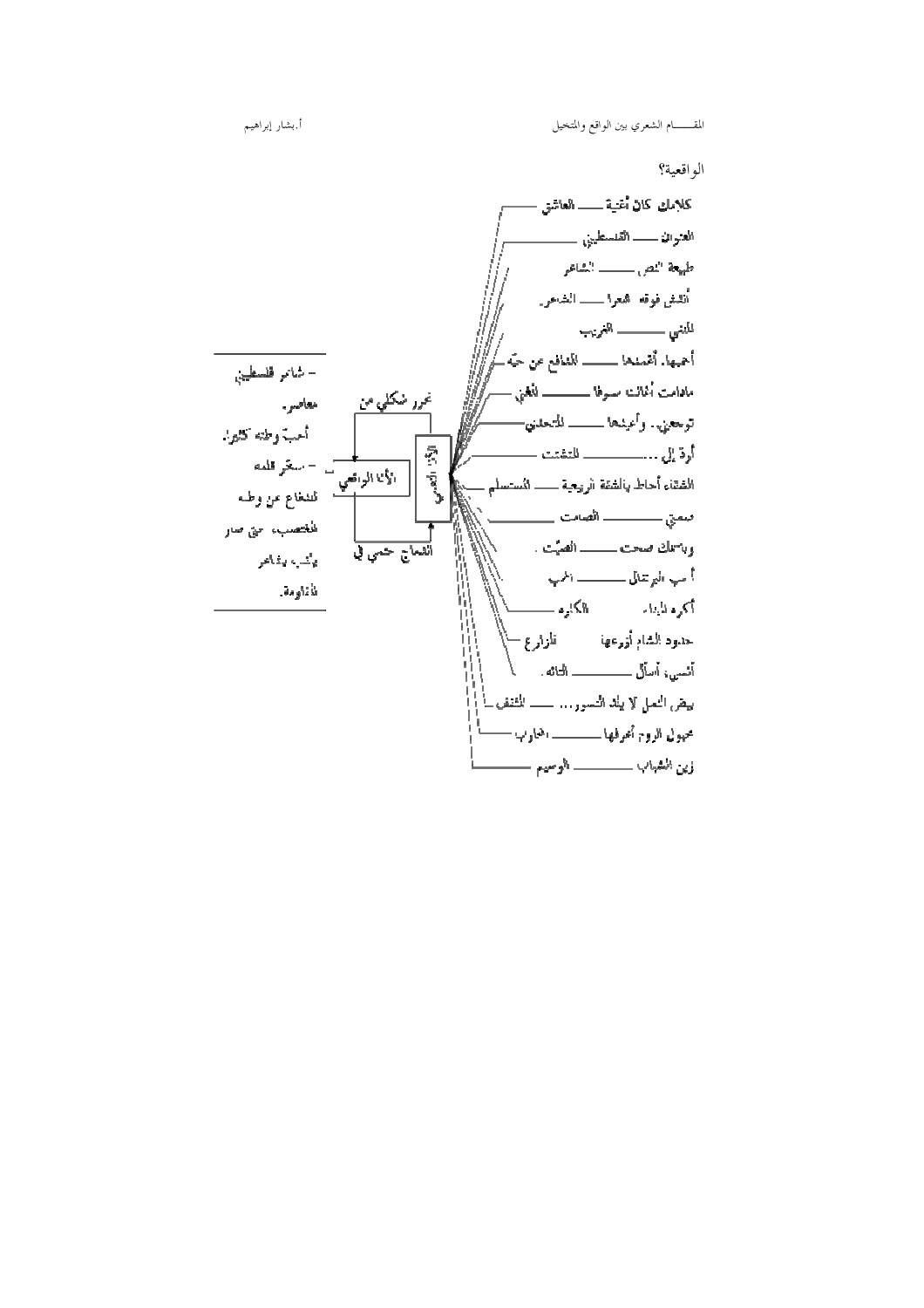الواقعية؟

كلامك كان أغنية ـــــ العاشق

العنوان ـــــ الفلسطيني

طبيعة النص ـــــ الشاعر

أنقش فوقه شعرا ـــــ الشاعر

المنفي ـــــ الغريب

أحبها، أقدسها ـــــ المدافع عن حبه

مادامت أمالت سيفها ـــــ المغني

توجعني.. وأعبدها ـــــ المتحدي

أرة إلى... ـــــ المتفتت

الفقداء أحاط بالشقة الربعية ـــــ المستسلم

صمتي ـــــ الصامت

وباسمك صحت ـــــ الصيّت.

أحب البرتقال ـــــ المحب

أكره الميناء ـــــ الكاره

حدود الشام أزرعها ـــــ المزارع

أنسى، أسأل ـــــ التائه.

يهز النمل لا يلد النسور... ـــــ المتفق

مجهول الروح أعرفها ـــــ المحاور

زين الشباب ـــــ الوسيم

الأنا النصي

الأنا الواقعي

محور شكلي من

انتماء حتمي في

- شاعر فلسطيني معاصر.
أحبّ وطنه كثيراً.
- سخّر قلمه للدفاع عن وطنه المغتصب، حتى صار يلقب بشاعر المقاومة.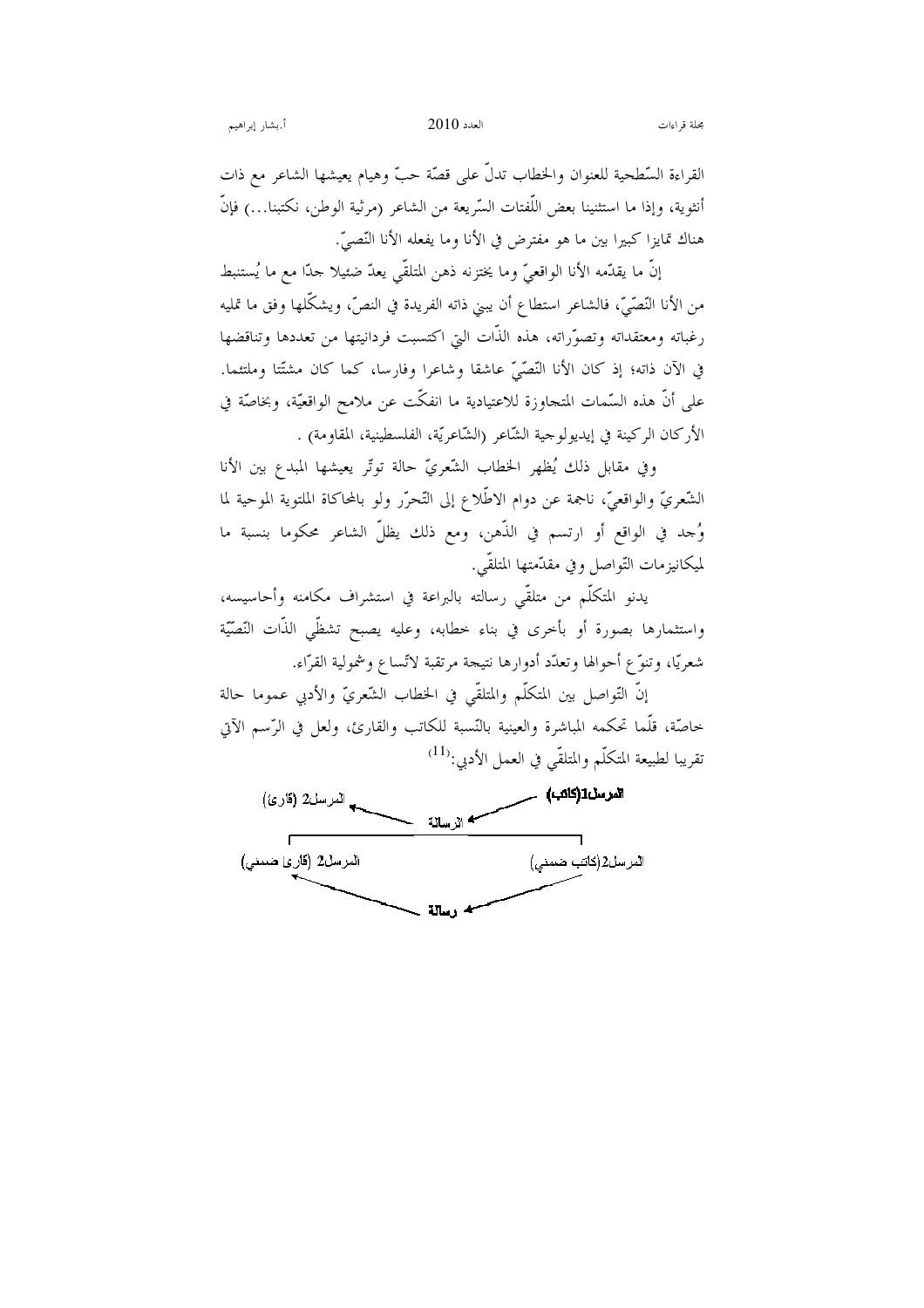القراءة السّطحية للعنوان والخطاب تدلّ على قصّة حبّ وهيام يعيشها الشاعر مع ذات أنثوية، وإذا ما استثنينا بعض اللّفتات السّريعة من الشاعر (مرثية الوطن، نكتبنا...) فإنّ هناك تمايزا كبيرا بين ما هو مفترض في الأنا وما يفعله الأنا النّصيّ.

إنّ ما يقدّمه الأنا الواقعيّ وما يختزنه ذهن المتلقّي يعدّ ضئيلا جدّا مع ما يُستنبط من الأنا النّصّيّ، فالشاعر استطاع أن يبني ذاته الفريدة في النصّ، ويشكّلها وفق ما تمليه رغباته ومعتقداته وتصوّراته، هذه الذّات التي اكتسبت فردانيتها من تعددها وتناقضها في الآن ذاته؛ إذ كان الأنا النّصّيّ عاشقا وشاعرا وفارسا، كما كان مشتّتا وملتئما. على أنّ هذه السّمات المتجاوزة للاعتيادية ما انفكّت عن ملامح الواقعيّة، وبخاصّة في الأركان الركينة في إيديولوجية الشّاعر (الشّاعريّة، الفلسطينية، المقاومة) .

وفي مقابل ذلك يُظهر الخطاب الشّعريّ حالة توتّر يعيشها المبدع بين الأنا الشّعريّ والواقعيّ، ناجمة عن دوام الاطّلاع إلى التّحرّر ولو بالمحاكاة الملتوية الموحية لما وُجد في الواقع أو ارتسم في الذّهن، ومع ذلك يظلّ الشاعر محكوما بنسبة ما لميكانيزمات التّواصل وفي مقدّمتها المتلقّي.

يدنو المتكلّم من متلقّي رسالته بالبراعة في استشراف مكامنه وأحاسيسه، واستثمارها بصورة أو بأخرى في بناء خطابه، وعليه يصبح تشظّي الذّات النّصّيّة شعريّا، وتنوّع أحوالها وتعدّد أدوارها نتيجة مرتقبة لاتّساع وشمولية القرّاء.

إنّ التّواصل بين المتكلّم والمتلقّي في الخطاب الشّعريّ والأدبي عموما حالة خاصّة، قلّما تحكمه المباشرة والعينية بالنّسبة للكاتب والقارئ، ولعل في الرّسم الآتي تقريبا لطبيعة المتكلّم والمتلقّي في العمل الأدبي:[11]

المرسل1(كاتب) ← الرسالة ← المرسل2 (قارئ)

المرسل2(كاتب ضمني) ← رسالة ← المرسل2 (قارئ ضمني)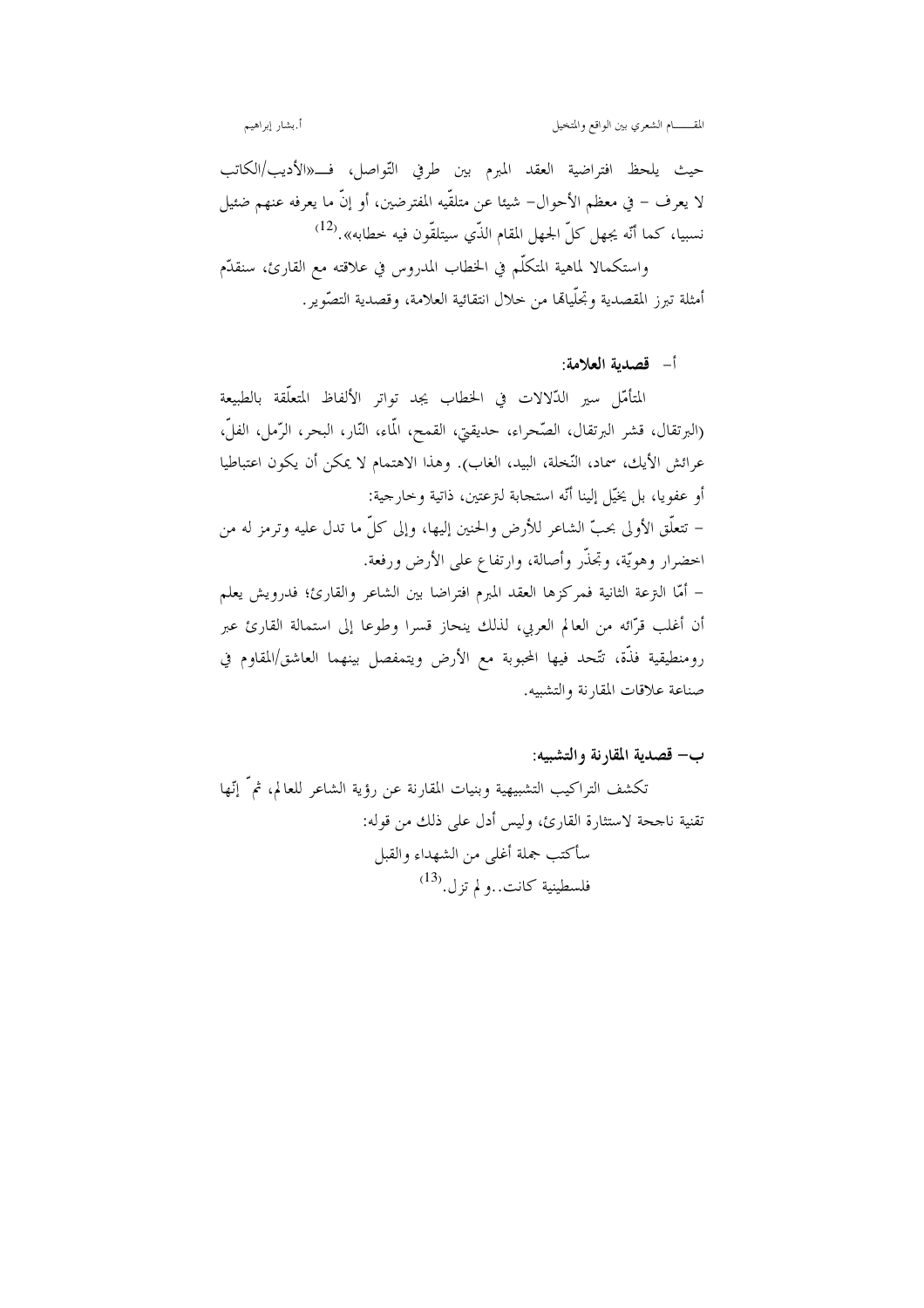حيث يلحظ افتراضية العقد المبرم بين طرفي التّواصل، فـ«الأديب/الكاتب لا يعرف – في معظم الأحوال– شيئا عن متلقّيه المفترضين، أو إنّ ما يعرفه عنهم ضئيل نسبيا، كما أنّه يجهل كلّ الجهل المقام الذّي سيتلقّون فيه خطابه».[12]

واستكمالا لماهية المتكلّم في الخطاب المدروس في علاقته مع القارئ، سنقدّم أمثلة تبرز المقصدية وتجلّياتها من خلال انتقائية العلامة، وقصدية التصّوير.

### أ– قصدية العلامة:

المتأمّل سير الدّلالات في الخطاب يجد تواتر الألفاظ المتعلّقة بالطبيعة (البرتقال، قشر البرتقال، الصّحراء، حديقتي، القمح، المّاء، النّار، البحر، الرّمل، الفلّ، عرائش الأيك، سماد، النّخلة، البيد، الغاب). وهذا الاهتمام لا يمكن أن يكون اعتباطيا أو عفويا، بل يخيّل إلينا أنّه استجابة لنزعتين، ذاتية وخارجية:

– تتعلّق الأولى بحبّ الشاعر للأرض والحنين إليها، وإلى كلّ ما تدل عليه وترمز له من اخضرار وهويّة، وتجذّر وأصالة، وارتفاع على الأرض ورفعة.

– أمّا النزعة الثانية فمركزها العقد المبرم افتراضا بين الشاعر والقارئ؛ فدرويش يعلم أن أغلب قرّائه من العالم العربي، لذلك ينحاز قسرا وطوعا إلى استمالة القارئ عبر رومنطيقية فذّة، تتّحد فيها المحبوبة مع الأرض ويتمفصل بينهما العاشق/المقاوم في صناعة علاقات المقارنة والتشبيه.

### ب– قصدية المقارنة والتشبيه:

تكشف التراكيب التشبيهية وبنيات المقارنة عن رؤية الشاعر للعالم، ثمّ إنّها تقنية ناجحة لاستثارة القارئ، وليس أدل على ذلك من قوله:

سأكتب جملة أغلى من الشهداء والقبل

فلسطينية كانت..و لم تزل.[13]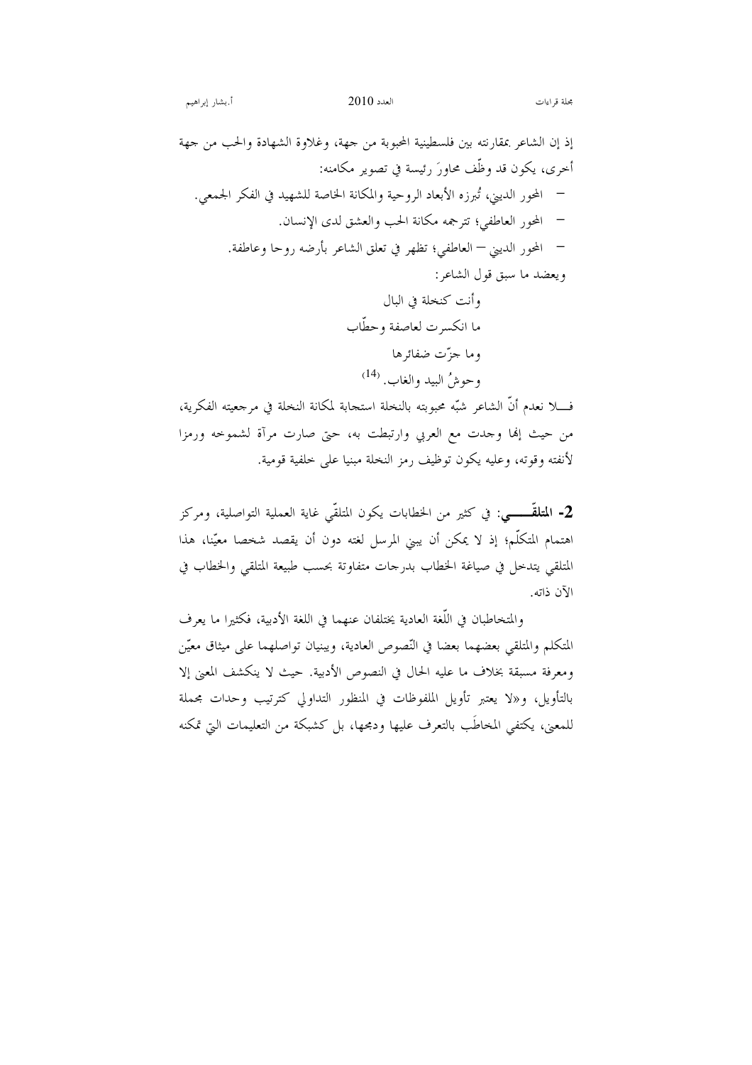إذ إن الشاعر بمقارنته بين فلسطينية المحبوبة من جهة، وغلاوة الشهادة والحب من جهة أخرى، يكون قد وظّف محاورَ رئيسة في تصوير مكامنه:

- المحور الديني، تُبرزه الأبعاد الروحية والمكانة الخاصة للشهيد في الفكر الجمعي.
- المحور العاطفي؛ تترجمه مكانة الحب والعشق لدى الإنسان.
- المحور الديني — العاطفي؛ تظهر في تعلق الشاعر بأرضه روحا وعاطفة.

ويعضد ما سبق قول الشاعر:

وأنت كنخلة في البال
ما انكسرت لعاصفة وحطّاب
وما جزّت ضفائرها
وحوشُ البيد والغاب. (14)

فـــلا نعدم أنّ الشاعر شبّه محبوبته بالنخلة استجابة لمكانة النخلة في مرجعيته الفكرية، من حيث إنها وجدت مع العربي وارتبطت به، حتى صارت مرآة لشموخه ورمزا لأنفته وقوته، وعليه يكون توظيف رمز النخلة مبنيا على خلفية قومية.

**2- المتلقّـــــي**: في كثير من الخطابات يكون المتلقّي غاية العملية التواصلية، ومركز اهتمام المتكلّم؛ إذ لا يمكن أن يبني المرسل لغته دون أن يقصد شخصا معيّنا، هذا المتلقي يتدخل في صياغة الخطاب بدرجات متفاوتة بحسب طبيعة المتلقي والخطاب في الآن ذاته.

والمتخاطبان في اللّغة العادية يختلفان عنهما في اللغة الأدبية، فكثيرا ما يعرف المتكلم والمتلقي بعضهما بعضا في النّصوص العادية، ويبنيان تواصلهما على ميثاق معيّن ومعرفة مسبقة بخلاف ما عليه الحال في النصوص الأدبية. حيث لا ينكشف المعنى إلا بالتأويل، و«لا يعتبر تأويل الملفوظات في المنظور التداولي كترتيب وحدات مجملة للمعنى، يكتفي المخاطَب بالتعرف عليها ودمجها، بل كشبكة من التعليمات التي تمكنه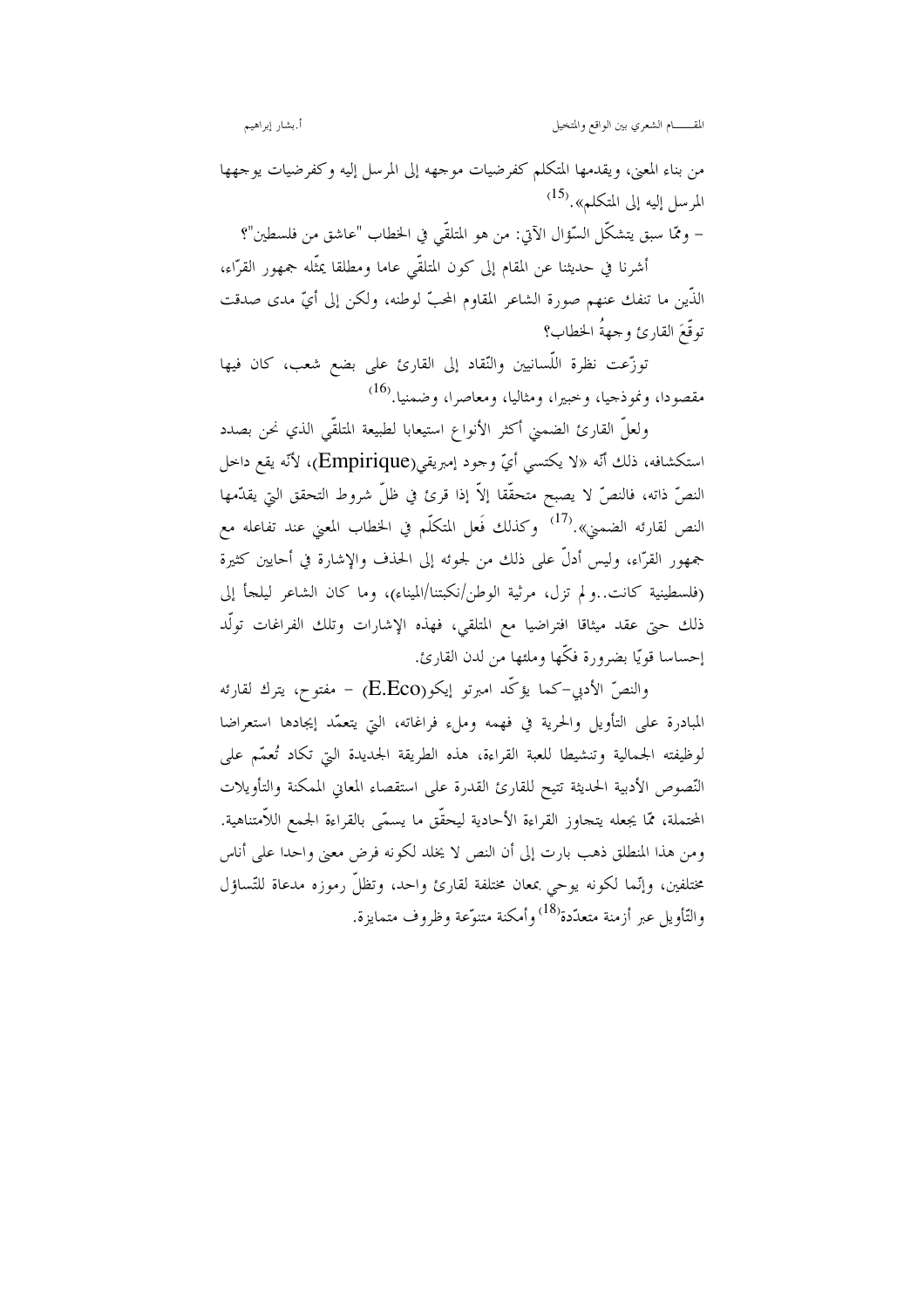من بناء المعنى، ويقدمها المتكلم كفرضيات موجهه إلى المرسل إليه وكفرضيات يوجهها المرسل إليه إلى المتكلم».[15]

– وممّا سبق يتشكّل السّؤال الآتي: من هو المتلقّي في الخطاب "عاشق من فلسطين"؟

أشرنا في حديثنا عن المقام إلى كون المتلقّي عاما ومطلقا يمثّله جمهور القرّاء، الذّين ما تنفك عنهم صورة الشاعر المقاوم المحبّ لوطنه، ولكن إلى أيّ مدى صدقت توقّعَ القارئ وجهةُ الخطاب؟

توزّعت نظرة اللّسانيين والنّقاد إلى القارئ على بضع شعب، كان فيها مقصودا، ونموذجيا، وخبيرا، ومثاليا، ومعاصرا، وضمنيا.[16]

ولعلّ القارئ الضمني أكثر الأنواع استيعابا لطبيعة المتلقّي الذي نحن بصدد استكشافه، ذلك أنّه «لا يكتسي أيّ وجود إمبريقي(Empirique)، لأنّه يقع داخل النصّ ذاته، فالنصّ لا يصبح متحقّقا إلاّ إذا قرئ في ظلّ شروط التحقق التي يقدّمها النص لقارئه الضمني».[17] وكذلك فَعل المتكلّم في الخطاب المعني عند تفاعله مع جمهور القرّاء، وليس أدلّ على ذلك من لجوئه إلى الحذف والإشارة في أحايين كثيرة (فلسطينية كانت..ولم تزل، مرثية الوطن/نكبتنا/الميناء)، وما كان الشاعر ليلجأ إلى ذلك حتى عقد ميثاقا افتراضيا مع المتلقي، فهذه الإشارات وتلك الفراغات تولّد إحساسا قويّا بضرورة فكّها وملئها من لدن القارئ.

والنصّ الأدبي–كما يؤكّد امبرتو إيكو(E.Eco) – مفتوح، يترك لقارئه المبادرة على التأويل والحرية في فهمه وملء فراغاته، التي يتعمّد إيجادها استعراضا لوظيفته الجمالية وتنشيطا للعبة القراءة، هذه الطريقة الجديدة التي تكاد تُعمّم على النّصوص الأدبية الحديثة تتيح للقارئ القدرة على استقصاء المعاني الممكنة والتأويلات المحتملة، ممّا يجعله يتجاوز القراءة الأحادية ليحقّق ما يسمّى بالقراءة الجمع اللاّمتناهية. ومن هذا المنطلق ذهب بارت إلى أن النص لا يخلد لكونه فرض معنى واحدا على أناس مختلفين، وإنّما لكونه يوحي بمعان مختلفة لقارئ واحد، وتظلّ رموزه مدعاة للتّساؤل والتّأويل عبر أزمنة متعدّدة[18] وأمكنة متنوّعة وظروف متمايزة.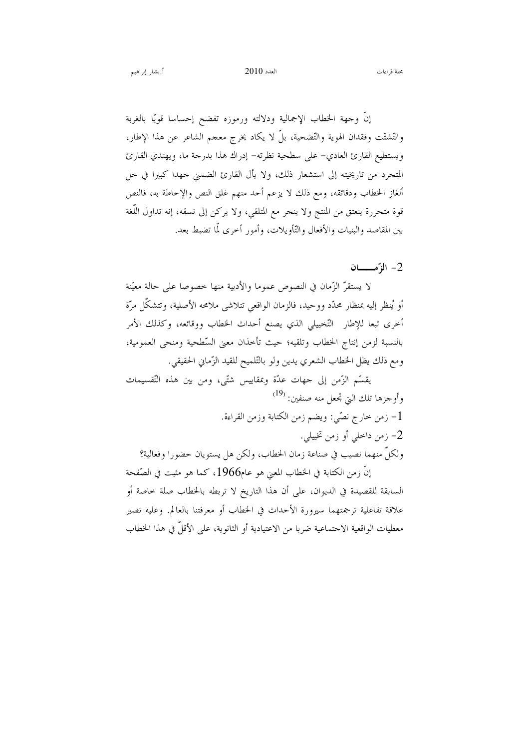إنّ وجهة الخطاب الإجمالية ودلالته ورموزه تفضح إحساسا قويّا بالغربة والتّشتّت وفقدان الهوية والتّضحية، بلّ لا يكاد يخرج معجم الشاعر عن هذا الإطار، ويستطيع القارئ العادي- على سطحية نظرته- إدراك هذا بدرجة ما، ويهتدي القارئ المتجرد من تاريخيته إلى استشعار ذلك، ولا يأل القارئ الضمني جهدا كبيرا في حل ألغاز الخطاب ودقائقه، ومع ذلك لا يزعم أحد منهم غلق النص والإحاطة به، فالنص قوة متحررة ينعتق من المنتج ولا ينجر مع المتلقي، ولا يركن إلى نسقه، إنه تداول اللّغة بين المقاصد والبنيات والأفعال والتّأويلات، وأمور أخرى لّما تضبط بعد.

## 2- الزّمـــــان

لا يستقرّ الزّمان في النصوص عموما والأدبية منها خصوصا على حالة معيّنة أو يُنظر إليه بمنظار محدّد ووحيد، فالزمان الواقعي تتلاشى ملامحه الأصلية، وتتشكّل مرّة أخرى تبعا للإطار التّخييلي الذي يصنع أحداث الخطاب ووقائعه، وكذلك الأمر بالنسبة لزمن إنتاج الخطاب وتلقيه؛ حيث تأخذان معنى السّطحية ومنحى العمومية، ومع ذلك يظل الخطاب الشعري يدين ولو بالتّلميح للقيد الزّماني الحقيقي.

يقسّم الزّمن إلى جهات عدّة وبمقاييس شتّى، ومن بين هذه التّقسيمات وأوجزها تلك التي تجعل منه صنفين: [19]

1- زمن خارج نصّي: ويضم زمن الكتابة وزمن القراءة.

2- زمن داخلي أو زمن تخييلي.

ولكلّ منهما نصيب في صناعة زمان الخطاب، ولكن هل يستويان حضورا وفعالية؟

إنّ زمن الكتابة في الخطاب المعني هو عام1966، كما هو مثبت في الصّفحة السابقة للقصيدة في الديوان، على أن هذا التاريخ لا تربطه بالخطاب صلة خاصة أو علاقة تفاعلية ترجمتهما سيرورة الأحداث في الخطاب أو معرفتنا بالعالم. وعليه تصير معطيات الواقعية الاجتماعية ضربا من الاعتيادية أو الثانوية، على الأقلّ في هذا الخطاب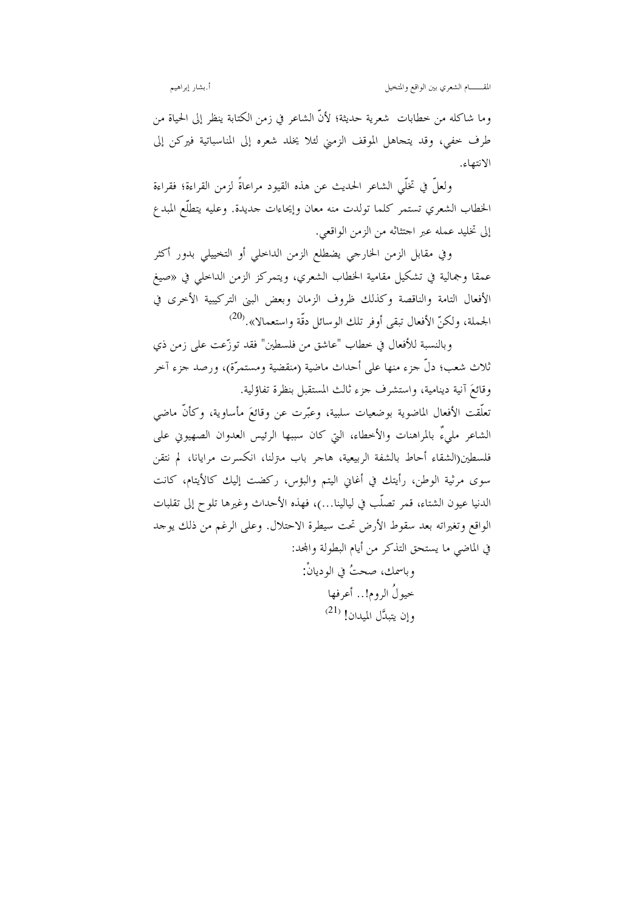وما شاكله من خطابات شعرية حديثة؛ لأنّ الشاعر في زمن الكتابة ينظر إلى الحياة من طرف خفي، وقد يتجاهل الموقف الزمني لئلا يخلد شعره إلى المناسباتية فيركن إلى الانتهاء.

ولعلّ في تخلّي الشاعر الحديث عن هذه القيود مراعاةً لزمن القراءة؛ فقراءة الخطاب الشعري تستمر كلما تولدت منه معان وإيحاءات جديدة. وعليه يتطلّع المبدع إلى تخليد عمله عبر اجتثاثه من الزمن الواقعي.

وفي مقابل الزمن الخارجي يضطلع الزمن الداخلي أو التخييلي بدور أكثر عمقا وجمالية في تشكيل مقامية الخطاب الشعري، ويتمركز الزمن الداخلي في «صيغ الأفعال التامة والناقصة وكذلك ظروف الزمان وبعض البنى التركيبية الأخرى في الجملة، ولكنّ الأفعال تبقى أوفر تلك الوسائل دقّة واستعمالا».[20]

وبالنسبة للأفعال في خطاب "عاشق من فلسطين" فقد توزّعت على زمن ذي ثلاث شعب؛ دلّ جزء منها على أحداث ماضية (منقضية ومستمرّة)، ورصد جزء آخر وقائعَ آنية دينامية، واستشرف جزء ثالث المستقبل بنظرة تفاؤلية.

تعلّقت الأفعال الماضوية بوضعيات سلبية، وعبّرت عن وقائعَ مأساوية، وكأنّ ماضي الشاعر مليءٌ بالمراهنات والأخطاء، التي كان سببها الرئيس العدوان الصهيوني على فلسطين(الشقاء أحاط بالشفة الربيعية، هاجر باب منزلنا، انكسرت مرايانا، لم نتقن سوى مرثية الوطن، رأيتك في أغاني اليتم والبؤس، ركضت إليك كالأيتام، كانت الدنيا عيون الشتاء، قمر تصلّب في ليالينا...)، فهذه الأحداث وغيرها تلوح إلى تقلبات الواقع وتغيراته بعد سقوط الأرض تحت سيطرة الاحتلال. وعلى الرغم من ذلك يوجد في الماضي ما يستحق التذكر من أيام البطولة والمجد:

وباسمك، صحتُ في الوديانْ:
خيولُ الروم!.. أعرفها
وإن يتبدَّل الميدان! [21]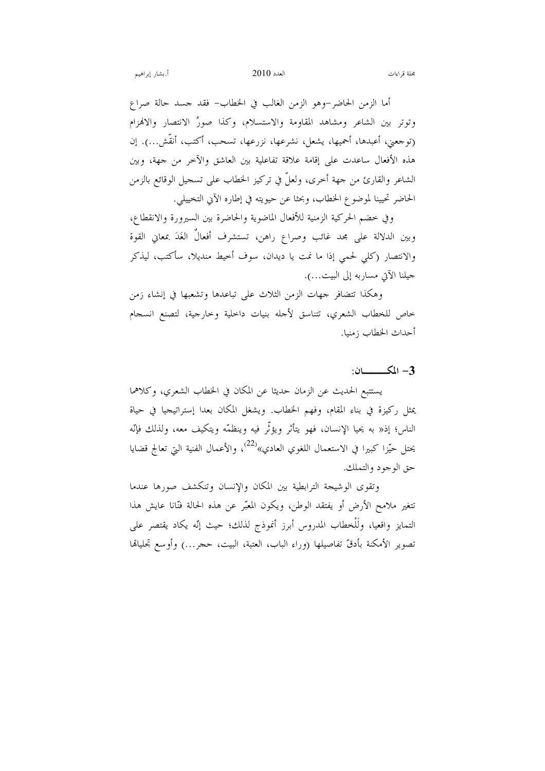أما الزمن الحاضر –وهو الزمن الغالب في الخطاب– فقد جسد حالة صراع وتوتر بين الشاعر ومشاهد المقاومة والاستسلام، وكذا صورُ الانتصار والانهزام (توجعني، أعبدها، أحميها، يشعل، نشرعها، نزرعها، تسحب، أكتب، أنقّش...). إن هذه الأفعال ساعدت على إقامة علاقة تفاعلية بين العاشق والآخر من جهة، وبين الشاعر والقارئ من جهة أخرى، ولعلّ في تركيز الخطاب على تسجيل الوقائع بالزمن الحاضر تحيينا لموضوع الخطاب، وبحثا عن حيويته في إطاره الآني التخييلي.

وفي خضم الحركية الزمنية للأفعال الماضوية والحاضرة بين السيرورة والانقطاع، وبين الدلالة على مجد غائب وصراع راهن، تستشرف أفعالُ الغَدَ بمعاني القوة والانتصار (كلي لحمي إذا ما نمت يا ديدان، سوف أخيط منديلا، سأكتب، ليذكر جيلنا الآتي مساربه إلى البيت...).

وهكذا تتضافر جهات الزمن الثلاث على تباعدها وتشعبها في إنشاء زمن خاص للخطاب الشعري، تتناسق لأجله بنيات داخلية وخارجية، لتصنع انسجام أحداث الخطاب زمنيا.

### 3– المكــــــان:

يستتبع الحديث عن الزمان حديثا عن المكان في الخطاب الشعري، وكلاهما يمثل ركيزة في بناء المقام، وفهم الخطاب. ويشغل المكان بعدا إستراتيجيا في حياة الناس؛ إذ« به يحيا الإنسان، فهو يتأثر ويؤثّر فيه وينظمّه ويتكيف معه، ولذلك فإنّه يحتل حيّزا كبيرا في الاستعمال اللغوي العادي»[22]، والأعمال الفنية التي تعالج قضايا حق الوجود والتملك.

وتقوى الوشيجة الترابطية بين المكان والإنسان وتنكشف صورها عندما تتغير ملامح الأرض أو يفتقد الوطن، ويكون المعبّر عن هذه الحالة فنّانا عايش هذا التمايز واقعيا، ولِلْخطاب المدروس أبرز أنموذج لذلك؛ حيث إنّه يكاد يقتصر على تصوير الأمكنة بأدقّ تفاصيلها (وراء الباب، العتبة، البيت، حجر...) وأوسع تجلياتها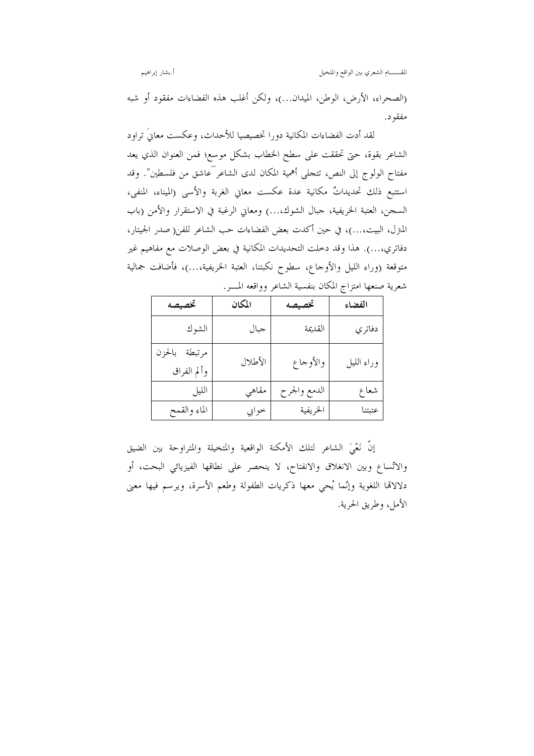(الصحراء، الأرض، الوطن، الميدان...)، ولكن أغلب هذه الفضاءات مفقود أو شبه مفقود.

لقد أدت الفضاءات المكانية دورا تخصيصيا للأحداث، وعكست معانيَ تراود الشاعر بقوة، حتى تحققت على سطح الخطاب بشكل موسع؛ فمن العنوان الذي يعد مفتاح الولوج إلى النص، تتجلى أهمية المكان لدى الشاعر "عاشق من فلسطين". وقد استتبع ذلك تحديداتٌ مكانية عدة عكست معاني الغربة والأسى (الميناء، المنفى، السجن، العتبة الخريفية، جبال الشوك،...) ومعاني الرغبة في الاستقرار والأمن (باب المنزل، البيت،...)، في حين أكدت بعض الفضاءات حب الشاعر للفن( صدر الجيتار، دفاتري،...). هذا وقد دخلت التحديدات المكانية في بعض الوصلات مع مفاهيم غير متوقعة (وراء الليل والأوجاع، سطوح نكبتنا، العتبة الخريفية،...)، فأضافت جمالية شعرية صنعها امتزاج المكان بنفسية الشاعر وواقعه المـــر.

| الفضاء | تخصيصه | المكان | تخصيصه |
|---|---|---|---|
| دفاتري | القديمة | جبال | الشوك |
| وراء الليل | والأوجاع | الأطلال | مرتبطة بالحزن وألم الفراق |
| شعاع | الدمع والجرح | مقاهي | الليل |
| عتبتنا | الخريفية | خوابي | الماء والقمح |

إنّ نَعْيَ الشاعر لتلك الأمكنة الواقعية والمتخيلة والمتراوحة بين الضيق والاتّساع وبين الانغلاق والانفتاح، لا ينحصر على نطاقها الفيزيائي البحت، أو دلالاتها اللغوية وإنّما يُحيي معها ذكريات الطفولة وطعم الأسرة، ويرسم فيها معنى الأمل، وطريق الحرية.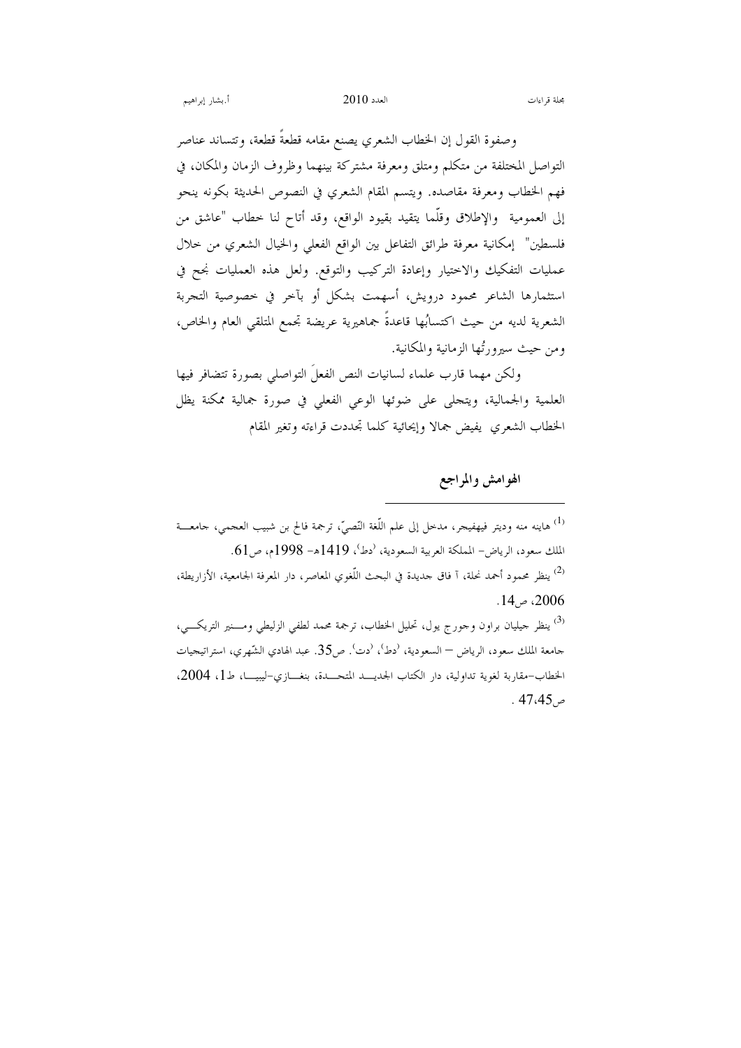وصفوة القول إن الخطاب الشعري يصنع مقامه قطعةً قطعة، وتتساند عناصر التواصل المختلفة من متكلم ومتلق ومعرفة مشتركة بينهما وظروف الزمان والمكان، في فهم الخطاب ومعرفة مقاصده. ويتسم المقام الشعري في النصوص الحديثة بكونه ينحو إلى العمومية والإطلاق وقلّما يتقيد بقيود الواقع، وقد أتاح لنا خطاب "عاشق من فلسطين" إمكانية معرفة طرائق التفاعل بين الواقع الفعلي والخيال الشعري من خلال عمليات التفكيك والاختيار وإعادة التركيب والتوقع. ولعل هذه العمليات نجح في استثمارها الشاعر محمود درويش، أسهمت بشكل أو بآخر في خصوصية التجربة الشعرية لديه من حيث اكتسابُها قاعدةً جماهيرية عريضة تجمع المتلقي العام والخاص، ومن حيث سيرورتُها الزمانية والمكانية.

ولكن مهما قارب علماء لسانيات النص الفعلَ التواصلي بصورة تتضافر فيها العلمية والجمالية، ويتجلى على ضوئها الوعي الفعلي في صورة جمالية ممكنة يظل الخطاب الشعري يفيض جمالا وإيحائية كلما تجددت قراءته وتغير المقام

## الهوامش والمراجع

---

[1] هاينه منه وديتر فيهفيجر، مدخل إلى علم اللّغة النّصيّ، ترجمة فالح بن شبيب العجمي، جامعة الملك سعود، الرياض- المملكة العربية السعودية، (دط)، 1419هـ- 1998م، ص61.

[2] ينظر محمود أحمد نحلة، آ فاق جديدة في البحث اللّغوي المعاصر، دار المعرفة الجامعية، الأزاريطة، 2006، ص14.

[3] ينظر جيليان براون وجورج يول، تحليل الخطاب، ترجمة محمد لطفي الزليطي ومنير التريكي، جامعة الملك سعود، الرياض – السعودية، (دط)، (دت). ص35. عبد الهادي الشّهري، استراتيجيات الخطاب–مقاربة لغوية تداولية، دار الكتاب الجديد المتحدة، بنغازي-ليبيا، ط1، 2004، ص47،45 .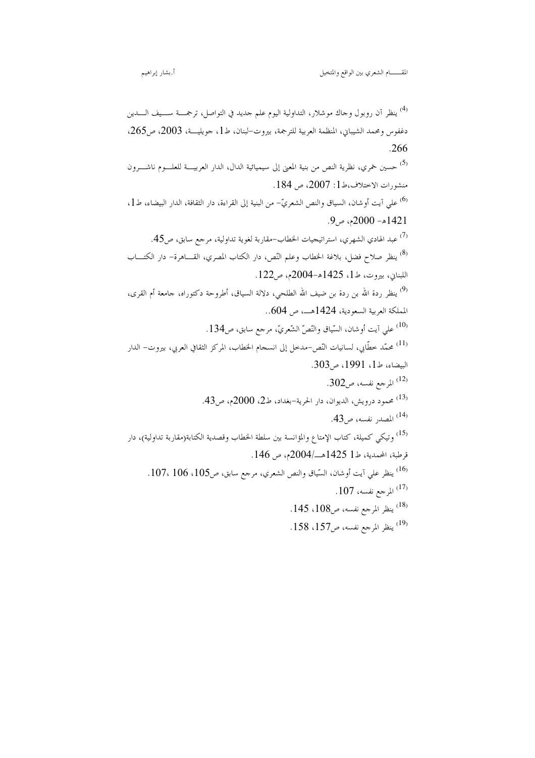(4) ينظر آن روبول وجاك موشلار، التداولية اليوم علم جديد في التواصل، ترجمة سيف الدين دغفوس ومحمد الشيباني، المنظمة العربية للترجمة، بيروت-لبنان، ط1، جويلية، 2003، ص265، 266.

(5) حسين خمري، نظرية النص من بنية المعنى إلى سيميائية الدال، الدار العربية للعلوم ناشرون منشورات الاختلاف،ط1: 2007، ص 184.

(6) علي آيت أوشان، السياق والنص الشعريّ- من البنية إلى القراءة، دار الثقافة، الدار البيضاء، ط1، 1421هـ- 2000م، ص9.

(7) عبد الهادي الشهري، استراتيجيات الخطاب-مقاربة لغوية تداولية، مرجع سابق، ص45.

(8) ينظر صلاح فضل، بلاغة الخطاب وعلم النّص، دار الكتاب المصري، القاهرة- دار الكتاب اللبناني، بيروت، ط1، 1425هـ-2004م، ص122.

(9) ينظر ردة الله بن ردة بن ضيف الله الطلحي، دلالة السياق، أطروحة دكتوراه، جامعة أم القرى، المملكة العربية السعودية، 1424هـ، ص 604..

(10) علي آيت أوشان، السّياق والنّصّ الشّعريّ، مرجع سابق، ص134.

(11) محمّد خطّابي، لسانيات النّص-مدخل إلى انسجام الخطاب، المركز الثقافي العربي، بيروت- الدار البيضاء، ط1، 1991، ص303.

(12) المرجع نفسه، ص302.

(13) محمود درويش، الديوان، دار الحرية-بغداد، ط2، 2000م، ص43.

(14) المصدر نفسه، ص43.

(15) وتيكي كميلة، كتاب الإمتاع والمؤانسة بين سلطة الخطاب وقصدية الكتابة(مقاربة تداولية)، دار قرطبة، المحمدية، ط1 1425هـ/2004م، ص 146.

(16) ينظر علي آيت أوشان، السّياق والنص الشعري، مرجع سابق، ص105، 106، 107.

(17) المرجع نفسه، 107.

(18) ينظر المرجع نفسه، ص108، 145.

(19) ينظر المرجع نفسه، ص157، 158.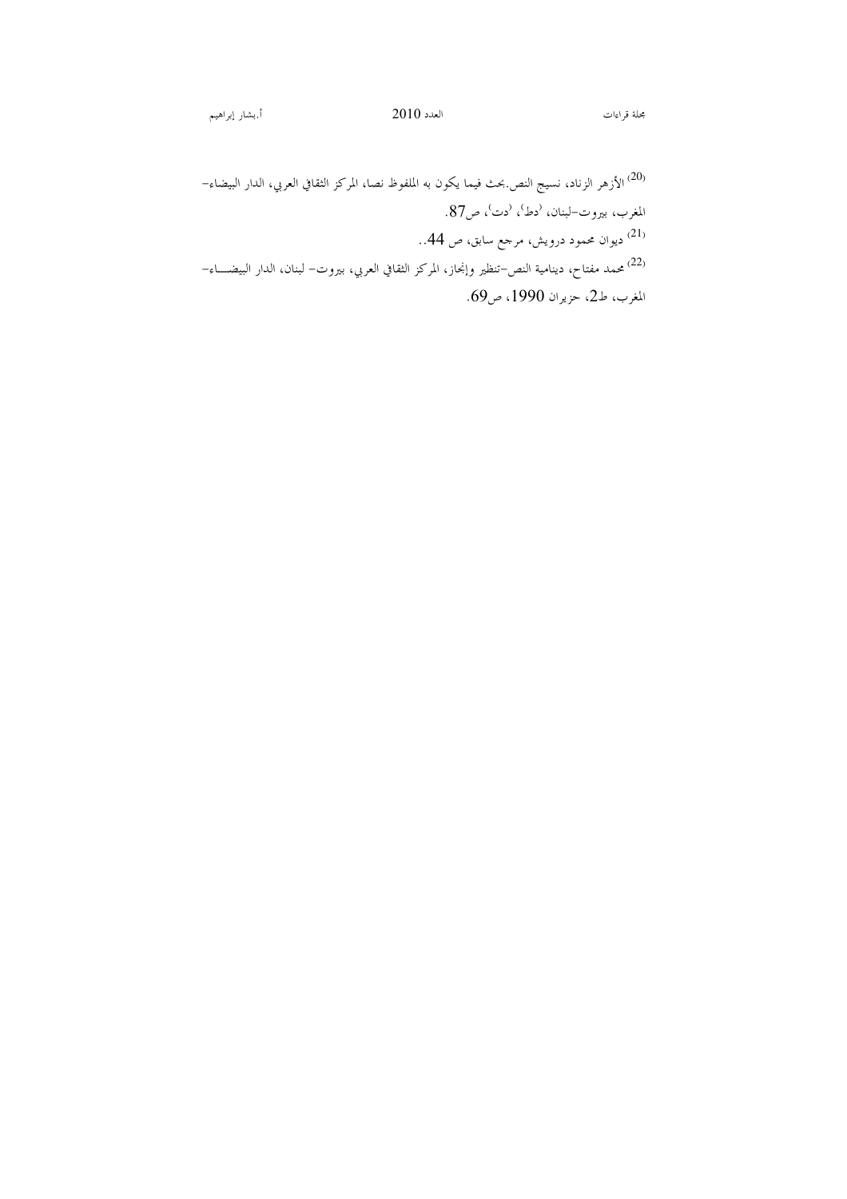[20] الأزهر الزناد، نسيج النص.بحث فيما يكون به الملفوظ نصا، المركز الثقافي العربي، الدار البيضاء–المغرب، بيروت–لبنان، (دط)، (دت)، ص87.

[21] ديوان محمود درويش، مرجع سابق، ص 44..

[22] محمد مفتاح، دينامية النص–تنظير وإنجاز، المركز الثقافي العربي، بيروت– لبنان، الدار البيضـــاء–المغرب، ط2، حزيران 1990، ص69.